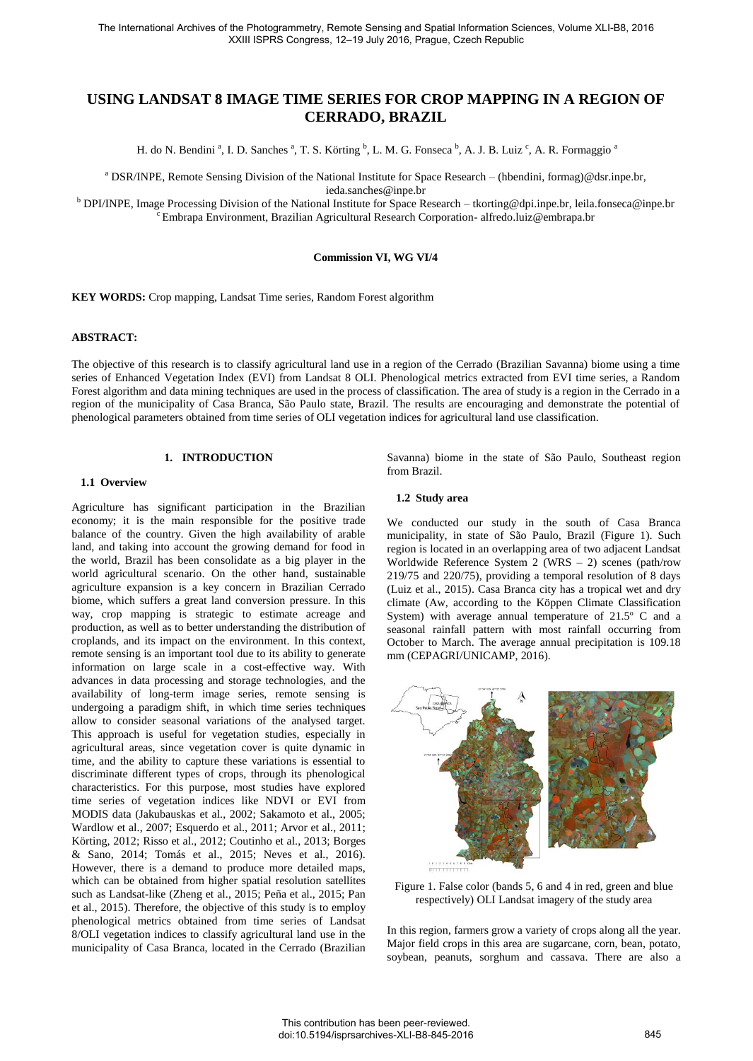# USING LANDSAT 8 IMAGE TIME SERIES FOR CROP MAPPING IN A REGION OF CERRADO, BRAZIL

H. do N. Bendini [a], I. D. Sanches [a], T. S. Körting [b], L. M. G. Fonseca [b], A. J. B. Luiz [c], A. R. Formaggio [a]

[a] DSR/INPE, Remote Sensing Division of the National Institute for Space Research – (hbendini, formag)@dsr.inpe.br, ieda.sanches@inpe.br

[b] DPI/INPE, Image Processing Division of the National Institute for Space Research – tkorting@dpi.inpe.br, leila.fonseca@inpe.br

[c] Embrapa Environment, Brazilian Agricultural Research Corporation- alfredo.luiz@embrapa.br

**Commission VI, WG VI/4**

**KEY WORDS:** Crop mapping, Landsat Time series, Random Forest algorithm

**ABSTRACT:**

The objective of this research is to classify agricultural land use in a region of the Cerrado (Brazilian Savanna) biome using a time series of Enhanced Vegetation Index (EVI) from Landsat 8 OLI. Phenological metrics extracted from EVI time series, a Random Forest algorithm and data mining techniques are used in the process of classification. The area of study is a region in the Cerrado in a region of the municipality of Casa Branca, São Paulo state, Brazil. The results are encouraging and demonstrate the potential of phenological parameters obtained from time series of OLI vegetation indices for agricultural land use classification.

## 1. INTRODUCTION

### 1.1 Overview

Agriculture has significant participation in the Brazilian economy; it is the main responsible for the positive trade balance of the country. Given the high availability of arable land, and taking into account the growing demand for food in the world, Brazil has been consolidate as a big player in the world agricultural scenario. On the other hand, sustainable agriculture expansion is a key concern in Brazilian Cerrado biome, which suffers a great land conversion pressure. In this way, crop mapping is strategic to estimate acreage and production, as well as to better understanding the distribution of croplands, and its impact on the environment. In this context, remote sensing is an important tool due to its ability to generate information on large scale in a cost-effective way. With advances in data processing and storage technologies, and the availability of long-term image series, remote sensing is undergoing a paradigm shift, in which time series techniques allow to consider seasonal variations of the analysed target. This approach is useful for vegetation studies, especially in agricultural areas, since vegetation cover is quite dynamic in time, and the ability to capture these variations is essential to discriminate different types of crops, through its phenological characteristics. For this purpose, most studies have explored time series of vegetation indices like NDVI or EVI from MODIS data (Jakubauskas et al., 2002; Sakamoto et al., 2005; Wardlow et al., 2007; Esquerdo et al., 2011; Arvor et al., 2011; Körting, 2012; Risso et al., 2012; Coutinho et al., 2013; Borges & Sano, 2014; Tomás et al., 2015; Neves et al., 2016). However, there is a demand to produce more detailed maps, which can be obtained from higher spatial resolution satellites such as Landsat-like (Zheng et al., 2015; Peña et al., 2015; Pan et al., 2015). Therefore, the objective of this study is to employ phenological metrics obtained from time series of Landsat 8/OLI vegetation indices to classify agricultural land use in the municipality of Casa Branca, located in the Cerrado (Brazilian Savanna) biome in the state of São Paulo, Southeast region from Brazil.

### 1.2 Study area

We conducted our study in the south of Casa Branca municipality, in state of São Paulo, Brazil (Figure 1). Such region is located in an overlapping area of two adjacent Landsat Worldwide Reference System 2 (WRS – 2) scenes (path/row 219/75 and 220/75), providing a temporal resolution of 8 days (Luiz et al., 2015). Casa Branca city has a tropical wet and dry climate (Aw, according to the Köppen Climate Classification System) with average annual temperature of 21.5º C and a seasonal rainfall pattern with most rainfall occurring from October to March. The average annual precipitation is 109.18 mm (CEPAGRI/UNICAMP, 2016).

Figure 1. False color (bands 5, 6 and 4 in red, green and blue respectively) OLI Landsat imagery of the study area

In this region, farmers grow a variety of crops along all the year. Major field crops in this area are sugarcane, corn, bean, potato, soybean, peanuts, sorghum and cassava. There are also a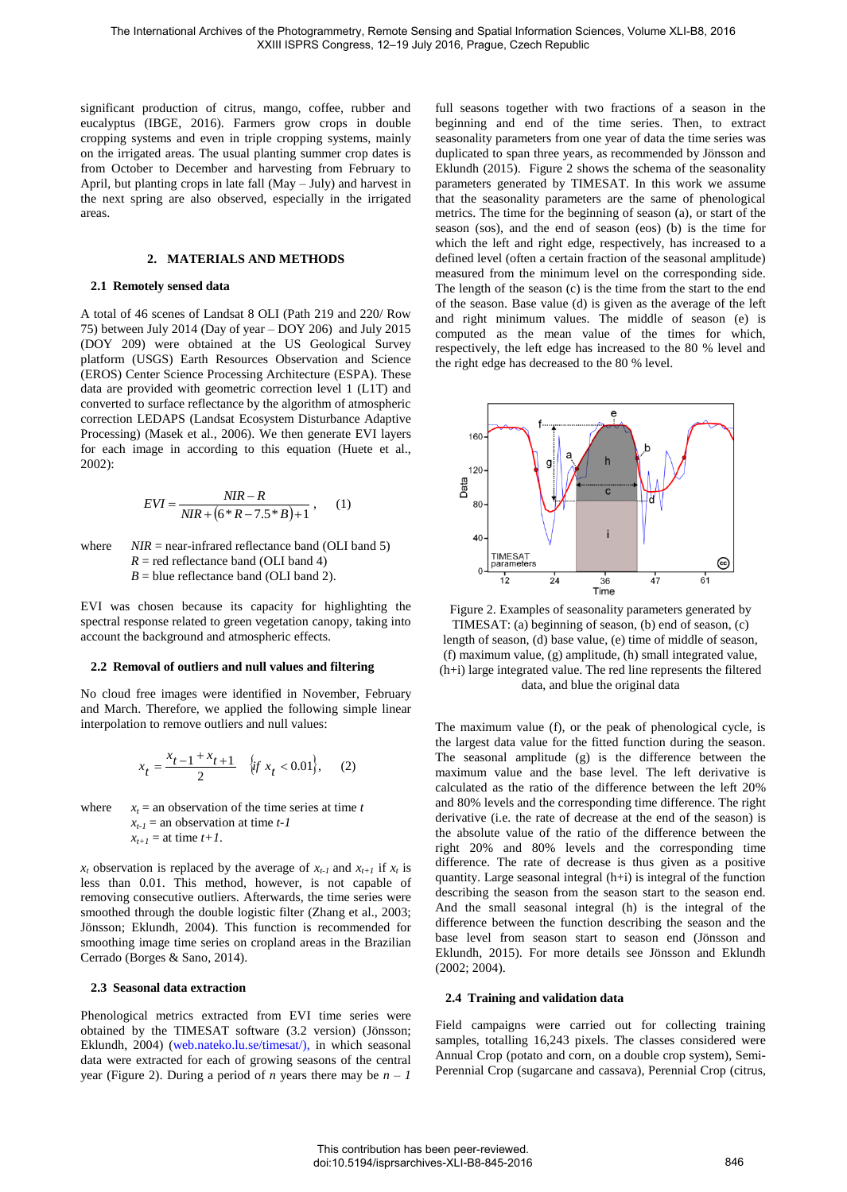significant production of citrus, mango, coffee, rubber and eucalyptus (IBGE, 2016). Farmers grow crops in double cropping systems and even in triple cropping systems, mainly on the irrigated areas. The usual planting summer crop dates is from October to December and harvesting from February to April, but planting crops in late fall (May – July) and harvest in the next spring are also observed, especially in the irrigated areas.

## 2. MATERIALS AND METHODS

### 2.1 Remotely sensed data

A total of 46 scenes of Landsat 8 OLI (Path 219 and 220/ Row 75) between July 2014 (Day of year – DOY 206) and July 2015 (DOY 209) were obtained at the US Geological Survey platform (USGS) Earth Resources Observation and Science (EROS) Center Science Processing Architecture (ESPA). These data are provided with geometric correction level 1 (L1T) and converted to surface reflectance by the algorithm of atmospheric correction LEDAPS (Landsat Ecosystem Disturbance Adaptive Processing) (Masek et al., 2006). We then generate EVI layers for each image in according to this equation (Huete et al., 2002):

$$EVI = \frac{NIR - R}{NIR + (6 * R - 7.5 * B) + 1}, \quad (1)$$

where $NIR$ = near-infrared reflectance band (OLI band 5)
$R$ = red reflectance band (OLI band 4)
$B$ = blue reflectance band (OLI band 2).

EVI was chosen because its capacity for highlighting the spectral response related to green vegetation canopy, taking into account the background and atmospheric effects.

### 2.2 Removal of outliers and null values and filtering

No cloud free images were identified in November, February and March. Therefore, we applied the following simple linear interpolation to remove outliers and null values:

$$x_t = \frac{x_{t-1} + x_{t+1}}{2} \quad \{if\ x_t < 0.01\}, \quad (2)$$

where $x_t$ = an observation of the time series at time $t$
$x_{t-1}$ = an observation at time $t-1$
$x_{t+1}$ = at time $t+1$.

$x_t$ observation is replaced by the average of $x_{t-1}$ and $x_{t+1}$ if $x_t$ is less than 0.01. This method, however, is not capable of removing consecutive outliers. Afterwards, the time series were smoothed through the double logistic filter (Zhang et al., 2003; Jönsson; Eklundh, 2004). This function is recommended for smoothing image time series on cropland areas in the Brazilian Cerrado (Borges & Sano, 2014).

### 2.3 Seasonal data extraction

Phenological metrics extracted from EVI time series were obtained by the TIMESAT software (3.2 version) (Jönsson; Eklundh, 2004) (web.nateko.lu.se/timesat/), in which seasonal data were extracted for each of growing seasons of the central year (Figure 2). During a period of $n$ years there may be $n - 1$ full seasons together with two fractions of a season in the beginning and end of the time series. Then, to extract seasonality parameters from one year of data the time series was duplicated to span three years, as recommended by Jönsson and Eklundh (2015). Figure 2 shows the schema of the seasonality parameters generated by TIMESAT. In this work we assume that the seasonality parameters are the same of phenological metrics. The time for the beginning of season (a), or start of the season (sos), and the end of season (eos) (b) is the time for which the left and right edge, respectively, has increased to a defined level (often a certain fraction of the seasonal amplitude) measured from the minimum level on the corresponding side. The length of the season (c) is the time from the start to the end of the season. Base value (d) is given as the average of the left and right minimum values. The middle of season (e) is computed as the mean value of the times for which, respectively, the left edge has increased to the 80 % level and the right edge has decreased to the 80 % level.

Figure 2. Examples of seasonality parameters generated by TIMESAT: (a) beginning of season, (b) end of season, (c) length of season, (d) base value, (e) time of middle of season, (f) maximum value, (g) amplitude, (h) small integrated value, (h+i) large integrated value. The red line represents the filtered data, and blue the original data

The maximum value (f), or the peak of phenological cycle, is the largest data value for the fitted function during the season. The seasonal amplitude (g) is the difference between the maximum value and the base level. The left derivative is calculated as the ratio of the difference between the left 20% and 80% levels and the corresponding time difference. The right derivative (i.e. the rate of decrease at the end of the season) is the absolute value of the ratio of the difference between the right 20% and 80% levels and the corresponding time difference. The rate of decrease is thus given as a positive quantity. Large seasonal integral (h+i) is integral of the function describing the season from the season start to the season end. And the small seasonal integral (h) is the integral of the difference between the function describing the season and the base level from season start to season end (Jönsson and Eklundh, 2015). For more details see Jönsson and Eklundh (2002; 2004).

### 2.4 Training and validation data

Field campaigns were carried out for collecting training samples, totalling 16,243 pixels. The classes considered were Annual Crop (potato and corn, on a double crop system), Semi-Perennial Crop (sugarcane and cassava), Perennial Crop (citrus,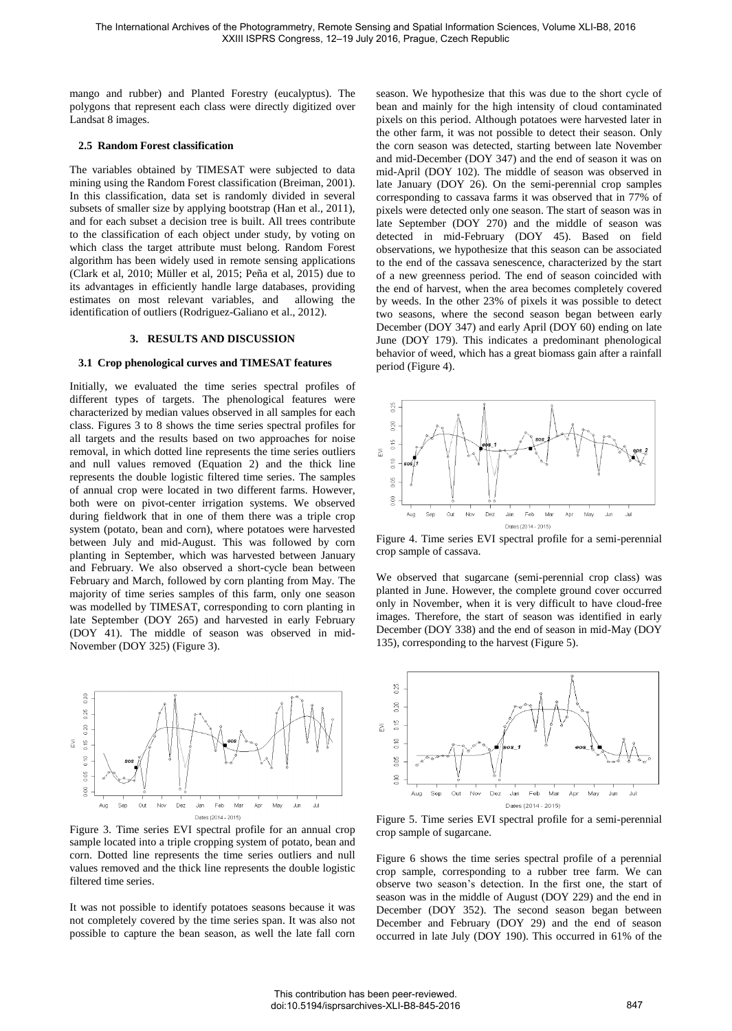mango and rubber) and Planted Forestry (eucalyptus). The polygons that represent each class were directly digitized over Landsat 8 images.

### 2.5 Random Forest classification

The variables obtained by TIMESAT were subjected to data mining using the Random Forest classification (Breiman, 2001). In this classification, data set is randomly divided in several subsets of smaller size by applying bootstrap (Han et al., 2011), and for each subset a decision tree is built. All trees contribute to the classification of each object under study, by voting on which class the target attribute must belong. Random Forest algorithm has been widely used in remote sensing applications (Clark et al, 2010; Müller et al, 2015; Peña et al, 2015) due to its advantages in efficiently handle large databases, providing estimates on most relevant variables, and allowing the identification of outliers (Rodriguez-Galiano et al., 2012).

## 3. RESULTS AND DISCUSSION

### 3.1 Crop phenological curves and TIMESAT features

Initially, we evaluated the time series spectral profiles of different types of targets. The phenological features were characterized by median values observed in all samples for each class. Figures 3 to 8 shows the time series spectral profiles for all targets and the results based on two approaches for noise removal, in which dotted line represents the time series outliers and null values removed (Equation 2) and the thick line represents the double logistic filtered time series. The samples of annual crop were located in two different farms. However, both were on pivot-center irrigation systems. We observed during fieldwork that in one of them there was a triple crop system (potato, bean and corn), where potatoes were harvested between July and mid-August. This was followed by corn planting in September, which was harvested between January and February. We also observed a short-cycle bean between February and March, followed by corn planting from May. The majority of time series samples of this farm, only one season was modelled by TIMESAT, corresponding to corn planting in late September (DOY 265) and harvested in early February (DOY 41). The middle of season was observed in mid-November (DOY 325) (Figure 3).

Figure 3. Time series EVI spectral profile for an annual crop sample located into a triple cropping system of potato, bean and corn. Dotted line represents the time series outliers and null values removed and the thick line represents the double logistic filtered time series.

It was not possible to identify potatoes seasons because it was not completely covered by the time series span. It was also not possible to capture the bean season, as well the late fall corn season. We hypothesize that this was due to the short cycle of bean and mainly for the high intensity of cloud contaminated pixels on this period. Although potatoes were harvested later in the other farm, it was not possible to detect their season. Only the corn season was detected, starting between late November and mid-December (DOY 347) and the end of season it was on mid-April (DOY 102). The middle of season was observed in late January (DOY 26). On the semi-perennial crop samples corresponding to cassava farms it was observed that in 77% of pixels were detected only one season. The start of season was in late September (DOY 270) and the middle of season was detected in mid-February (DOY 45). Based on field observations, we hypothesize that this season can be associated to the end of the cassava senescence, characterized by the start of a new greenness period. The end of season coincided with the end of harvest, when the area becomes completely covered by weeds. In the other 23% of pixels it was possible to detect two seasons, where the second season began between early December (DOY 347) and early April (DOY 60) ending on late June (DOY 179). This indicates a predominant phenological behavior of weed, which has a great biomass gain after a rainfall period (Figure 4).

Figure 4. Time series EVI spectral profile for a semi-perennial crop sample of cassava.

We observed that sugarcane (semi-perennial crop class) was planted in June. However, the complete ground cover occurred only in November, when it is very difficult to have cloud-free images. Therefore, the start of season was identified in early December (DOY 338) and the end of season in mid-May (DOY 135), corresponding to the harvest (Figure 5).

Figure 5. Time series EVI spectral profile for a semi-perennial crop sample of sugarcane.

Figure 6 shows the time series spectral profile of a perennial crop sample, corresponding to a rubber tree farm. We can observe two season's detection. In the first one, the start of season was in the middle of August (DOY 229) and the end in December (DOY 352). The second season began between December and February (DOY 29) and the end of season occurred in late July (DOY 190). This occurred in 61% of the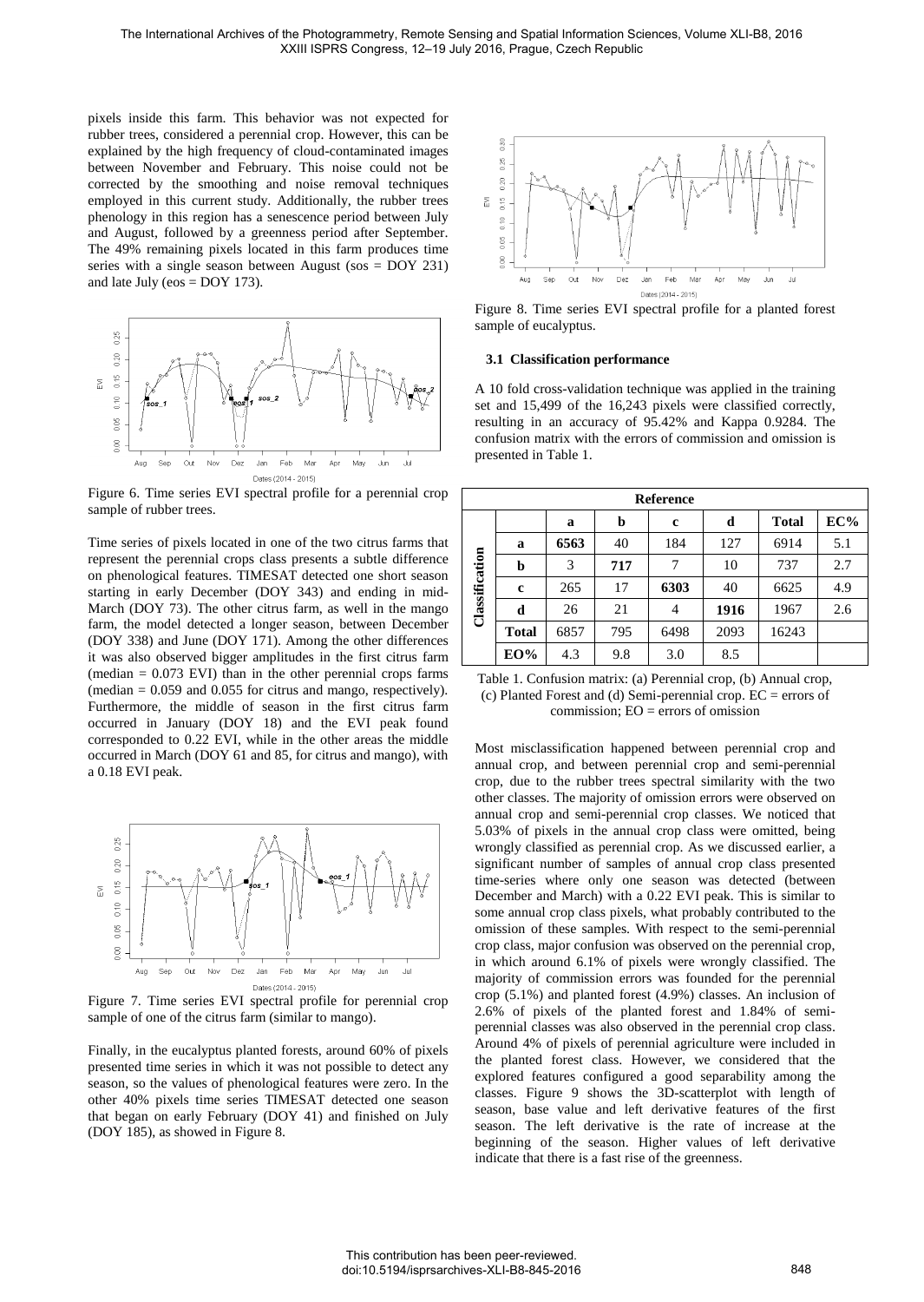pixels inside this farm. This behavior was not expected for rubber trees, considered a perennial crop. However, this can be explained by the high frequency of cloud-contaminated images between November and February. This noise could not be corrected by the smoothing and noise removal techniques employed in this current study. Additionally, the rubber trees phenology in this region has a senescence period between July and August, followed by a greenness period after September. The 49% remaining pixels located in this farm produces time series with a single season between August (sos = DOY 231) and late July (eos = DOY 173).

Figure 6. Time series EVI spectral profile for a perennial crop sample of rubber trees.

Time series of pixels located in one of the two citrus farms that represent the perennial crops class presents a subtle difference on phenological features. TIMESAT detected one short season starting in early December (DOY 343) and ending in mid-March (DOY 73). The other citrus farm, as well in the mango farm, the model detected a longer season, between December (DOY 338) and June (DOY 171). Among the other differences it was also observed bigger amplitudes in the first citrus farm (median = 0.073 EVI) than in the other perennial crops farms (median = 0.059 and 0.055 for citrus and mango, respectively). Furthermore, the middle of season in the first citrus farm occurred in January (DOY 18) and the EVI peak found corresponded to 0.22 EVI, while in the other areas the middle occurred in March (DOY 61 and 85, for citrus and mango), with a 0.18 EVI peak.

Figure 7. Time series EVI spectral profile for perennial crop sample of one of the citrus farm (similar to mango).

Finally, in the eucalyptus planted forests, around 60% of pixels presented time series in which it was not possible to detect any season, so the values of phenological features were zero. In the other 40% pixels time series TIMESAT detected one season that began on early February (DOY 41) and finished on July (DOY 185), as showed in Figure 8.

Figure 8. Time series EVI spectral profile for a planted forest sample of eucalyptus.

### 3.1 Classification performance

A 10 fold cross-validation technique was applied in the training set and 15,499 of the 16,243 pixels were classified correctly, resulting in an accuracy of 95.42% and Kappa 0.9284. The confusion matrix with the errors of commission and omission is presented in Table 1.

| | | **Reference** | | | | | |
|---|---|---|---|---|---|---|---|
| | | **a** | **b** | **c** | **d** | **Total** | **EC%** |
| **Classification** | **a** | **6563** | 40 | 184 | 127 | 6914 | 5.1 |
| | **b** | 3 | **717** | 7 | 10 | 737 | 2.7 |
| | **c** | 265 | 17 | **6303** | 40 | 6625 | 4.9 |
| | **d** | 26 | 21 | 4 | **1916** | 1967 | 2.6 |
| | **Total** | 6857 | 795 | 6498 | 2093 | 16243 | |
| | **EO%** | 4.3 | 9.8 | 3.0 | 8.5 | | |

Table 1. Confusion matrix: (a) Perennial crop, (b) Annual crop, (c) Planted Forest and (d) Semi-perennial crop. EC = errors of commission; EO = errors of omission

Most misclassification happened between perennial crop and annual crop, and between perennial crop and semi-perennial crop, due to the rubber trees spectral similarity with the two other classes. The majority of omission errors were observed on annual crop and semi-perennial crop classes. We noticed that 5.03% of pixels in the annual crop class were omitted, being wrongly classified as perennial crop. As we discussed earlier, a significant number of samples of annual crop class presented time-series where only one season was detected (between December and March) with a 0.22 EVI peak. This is similar to some annual crop class pixels, what probably contributed to the omission of these samples. With respect to the semi-perennial crop class, major confusion was observed on the perennial crop, in which around 6.1% of pixels were wrongly classified. The majority of commission errors was founded for the perennial crop (5.1%) and planted forest (4.9%) classes. An inclusion of 2.6% of pixels of the planted forest and 1.84% of semi-perennial classes was also observed in the perennial crop class. Around 4% of pixels of perennial agriculture were included in the planted forest class. However, we considered that the explored features configured a good separability among the classes. Figure 9 shows the 3D-scatterplot with length of season, base value and left derivative features of the first season. The left derivative is the rate of increase at the beginning of the season. Higher values of left derivative indicate that there is a fast rise of the greenness.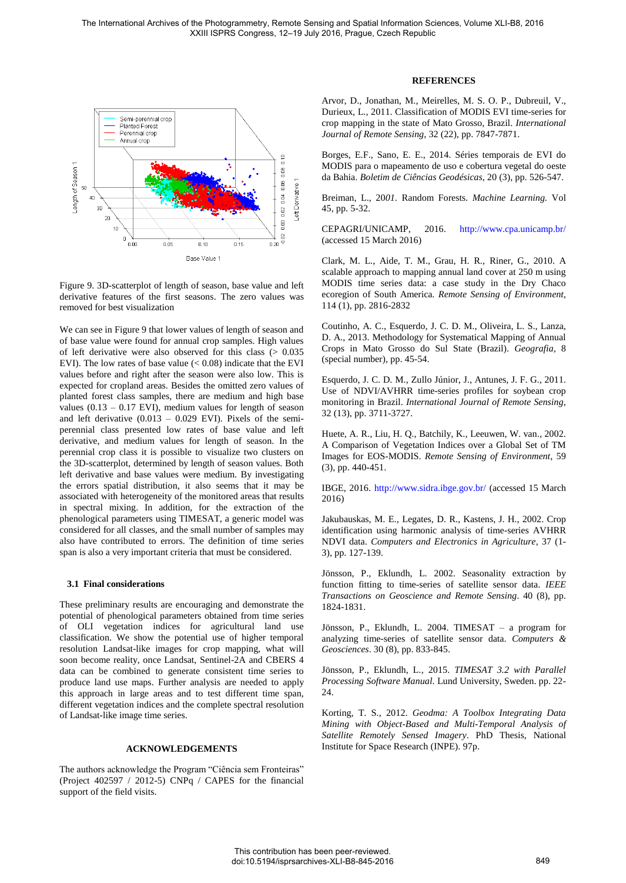Figure 9. 3D-scatterplot of length of season, base value and left derivative features of the first seasons. The zero values was removed for best visualization

We can see in Figure 9 that lower values of length of season and of base value were found for annual crop samples. High values of left derivative were also observed for this class (> 0.035 EVI). The low rates of base value (< 0.08) indicate that the EVI values before and right after the season were also low. This is expected for cropland areas. Besides the omitted zero values of planted forest class samples, there are medium and high base values (0.13 – 0.17 EVI), medium values for length of season and left derivative (0.013 – 0.029 EVI). Pixels of the semi-perennial class presented low rates of base value and left derivative, and medium values for length of season. In the perennial crop class it is possible to visualize two clusters on the 3D-scatterplot, determined by length of season values. Both left derivative and base values were medium. By investigating the errors spatial distribution, it also seems that it may be associated with heterogeneity of the monitored areas that results in spectral mixing. In addition, for the extraction of the phenological parameters using TIMESAT, a generic model was considered for all classes, and the small number of samples may also have contributed to errors. The definition of time series span is also a very important criteria that must be considered.

### 3.1 Final considerations

These preliminary results are encouraging and demonstrate the potential of phenological parameters obtained from time series of OLI vegetation indices for agricultural land use classification. We show the potential use of higher temporal resolution Landsat-like images for crop mapping, what will soon become reality, once Landsat, Sentinel-2A and CBERS 4 data can be combined to generate consistent time series to produce land use maps. Further analysis are needed to apply this approach in large areas and to test different time span, different vegetation indices and the complete spectral resolution of Landsat-like image time series.

## ACKNOWLEDGEMENTS

The authors acknowledge the Program "Ciência sem Fronteiras" (Project 402597 / 2012-5) CNPq / CAPES for the financial support of the field visits.

## REFERENCES

Arvor, D., Jonathan, M., Meirelles, M. S. O. P., Dubreuil, V., Durieux, L., 2011. Classification of MODIS EVI time-series for crop mapping in the state of Mato Grosso, Brazil. *International Journal of Remote Sensing*, 32 (22), pp. 7847-7871.

Borges, E.F., Sano, E. E., 2014. Séries temporais de EVI do MODIS para o mapeamento de uso e cobertura vegetal do oeste da Bahia. *Boletim de Ciências Geodésicas*, 20 (3), pp. 526-547.

Breiman, L., 20*01*. Random Forests. *Machine Learning.* Vol 45, pp. 5-32.

CEPAGRI/UNICAMP, 2016. http://www.cpa.unicamp.br/ (accessed 15 March 2016)

Clark, M. L., Aide, T. M., Grau, H. R., Riner, G., 2010. A scalable approach to mapping annual land cover at 250 m using MODIS time series data: a case study in the Dry Chaco ecoregion of South America. *Remote Sensing of Environment*, 114 (1), pp. 2816-2832

Coutinho, A. C., Esquerdo, J. C. D. M., Oliveira, L. S., Lanza, D. A., 2013. Methodology for Systematical Mapping of Annual Crops in Mato Grosso do Sul State (Brazil). *Geografia*, 8 (special number), pp. 45-54.

Esquerdo, J. C. D. M., Zullo Júnior, J., Antunes, J. F. G., 2011. Use of NDVI/AVHRR time-series profiles for soybean crop monitoring in Brazil. *International Journal of Remote Sensing*, 32 (13), pp. 3711-3727.

Huete, A. R., Liu, H. Q., Batchily, K., Leeuwen, W. van., 2002. A Comparison of Vegetation Indices over a Global Set of TM Images for EOS-MODIS. *Remote Sensing of Environment*, 59 (3), pp. 440-451.

IBGE, 2016. http://www.sidra.ibge.gov.br/ (accessed 15 March 2016)

Jakubauskas, M. E., Legates, D. R., Kastens, J. H., 2002. Crop identification using harmonic analysis of time-series AVHRR NDVI data. *Computers and Electronics in Agriculture*, 37 (1-3), pp. 127-139.

Jönsson, P., Eklundh, L. 2002. Seasonality extraction by function fitting to time-series of satellite sensor data. *IEEE Transactions on Geoscience and Remote Sensing*. 40 (8), pp. 1824-1831.

Jönsson, P., Eklundh, L. 2004. TIMESAT – a program for analyzing time-series of satellite sensor data. *Computers & Geosciences*. 30 (8), pp. 833-845.

Jönsson, P., Eklundh, L., 2015. *TIMESAT 3.2 with Parallel Processing Software Manual*. Lund University, Sweden. pp. 22-24.

Korting, T. S., 2012. *Geodma: A Toolbox Integrating Data Mining with Object-Based and Multi-Temporal Analysis of Satellite Remotely Sensed Imagery*. PhD Thesis, National Institute for Space Research (INPE). 97p.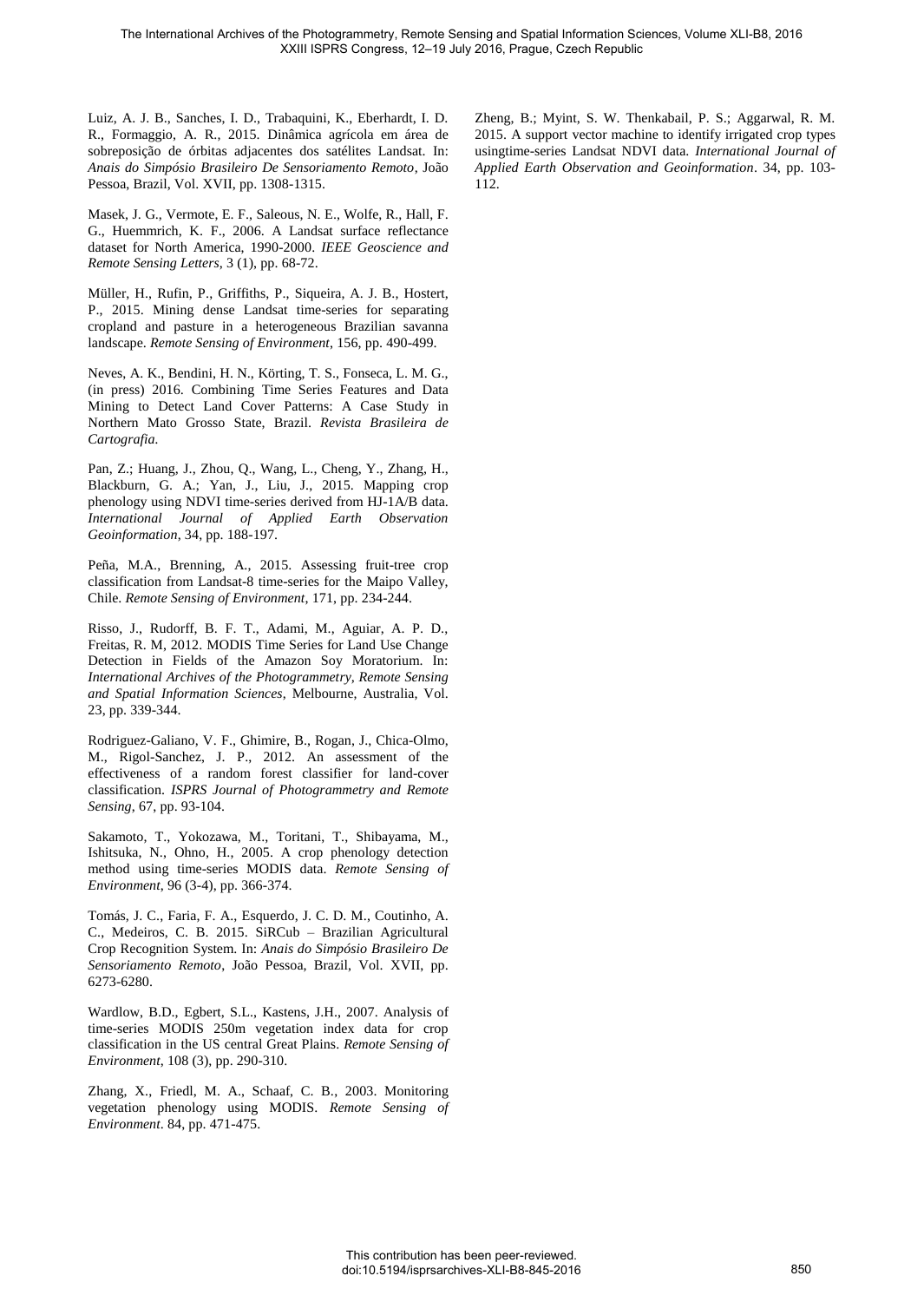Luiz, A. J. B., Sanches, I. D., Trabaquini, K., Eberhardt, I. D. R., Formaggio, A. R., 2015. Dinâmica agrícola em área de sobreposição de órbitas adjacentes dos satélites Landsat. In: *Anais do Simpósio Brasileiro De Sensoriamento Remoto*, João Pessoa, Brazil, Vol. XVII, pp. 1308-1315.

Masek, J. G., Vermote, E. F., Saleous, N. E., Wolfe, R., Hall, F. G., Huemmrich, K. F., 2006. A Landsat surface reflectance dataset for North America, 1990-2000. *IEEE Geoscience and Remote Sensing Letters*, 3 (1), pp. 68-72.

Müller, H., Rufin, P., Griffiths, P., Siqueira, A. J. B., Hostert, P., 2015. Mining dense Landsat time-series for separating cropland and pasture in a heterogeneous Brazilian savanna landscape. *Remote Sensing of Environment*, 156, pp. 490-499.

Neves, A. K., Bendini, H. N., Körting, T. S., Fonseca, L. M. G., (in press) 2016. Combining Time Series Features and Data Mining to Detect Land Cover Patterns: A Case Study in Northern Mato Grosso State, Brazil. *Revista Brasileira de Cartografia.*

Pan, Z.; Huang, J., Zhou, Q., Wang, L., Cheng, Y., Zhang, H., Blackburn, G. A.; Yan, J., Liu, J., 2015. Mapping crop phenology using NDVI time-series derived from HJ-1A/B data. *International Journal of Applied Earth Observation Geoinformation*, 34, pp. 188-197.

Peña, M.A., Brenning, A., 2015. Assessing fruit-tree crop classification from Landsat-8 time-series for the Maipo Valley, Chile. *Remote Sensing of Environment*, 171, pp. 234-244.

Risso, J., Rudorff, B. F. T., Adami, M., Aguiar, A. P. D., Freitas, R. M, 2012. MODIS Time Series for Land Use Change Detection in Fields of the Amazon Soy Moratorium. In: *International Archives of the Photogrammetry, Remote Sensing and Spatial Information Sciences*, Melbourne, Australia, Vol. 23, pp. 339-344.

Rodriguez-Galiano, V. F., Ghimire, B., Rogan, J., Chica-Olmo, M., Rigol-Sanchez, J. P., 2012. An assessment of the effectiveness of a random forest classifier for land-cover classification. *ISPRS Journal of Photogrammetry and Remote Sensing*, 67, pp. 93-104.

Sakamoto, T., Yokozawa, M., Toritani, T., Shibayama, M., Ishitsuka, N., Ohno, H., 2005. A crop phenology detection method using time-series MODIS data. *Remote Sensing of Environment*, 96 (3-4), pp. 366-374.

Tomás, J. C., Faria, F. A., Esquerdo, J. C. D. M., Coutinho, A. C., Medeiros, C. B. 2015. SiRCub – Brazilian Agricultural Crop Recognition System. In: *Anais do Simpósio Brasileiro De Sensoriamento Remoto*, João Pessoa, Brazil, Vol. XVII, pp. 6273-6280.

Wardlow, B.D., Egbert, S.L., Kastens, J.H., 2007. Analysis of time-series MODIS 250m vegetation index data for crop classification in the US central Great Plains. *Remote Sensing of Environment*, 108 (3), pp. 290-310.

Zhang, X., Friedl, M. A., Schaaf, C. B., 2003. Monitoring vegetation phenology using MODIS. *Remote Sensing of Environment*. 84, pp. 471-475.

Zheng, B.; Myint, S. W. Thenkabail, P. S.; Aggarwal, R. M. 2015. A support vector machine to identify irrigated crop types usingtime-series Landsat NDVI data. *International Journal of Applied Earth Observation and Geoinformation*. 34, pp. 103-112.